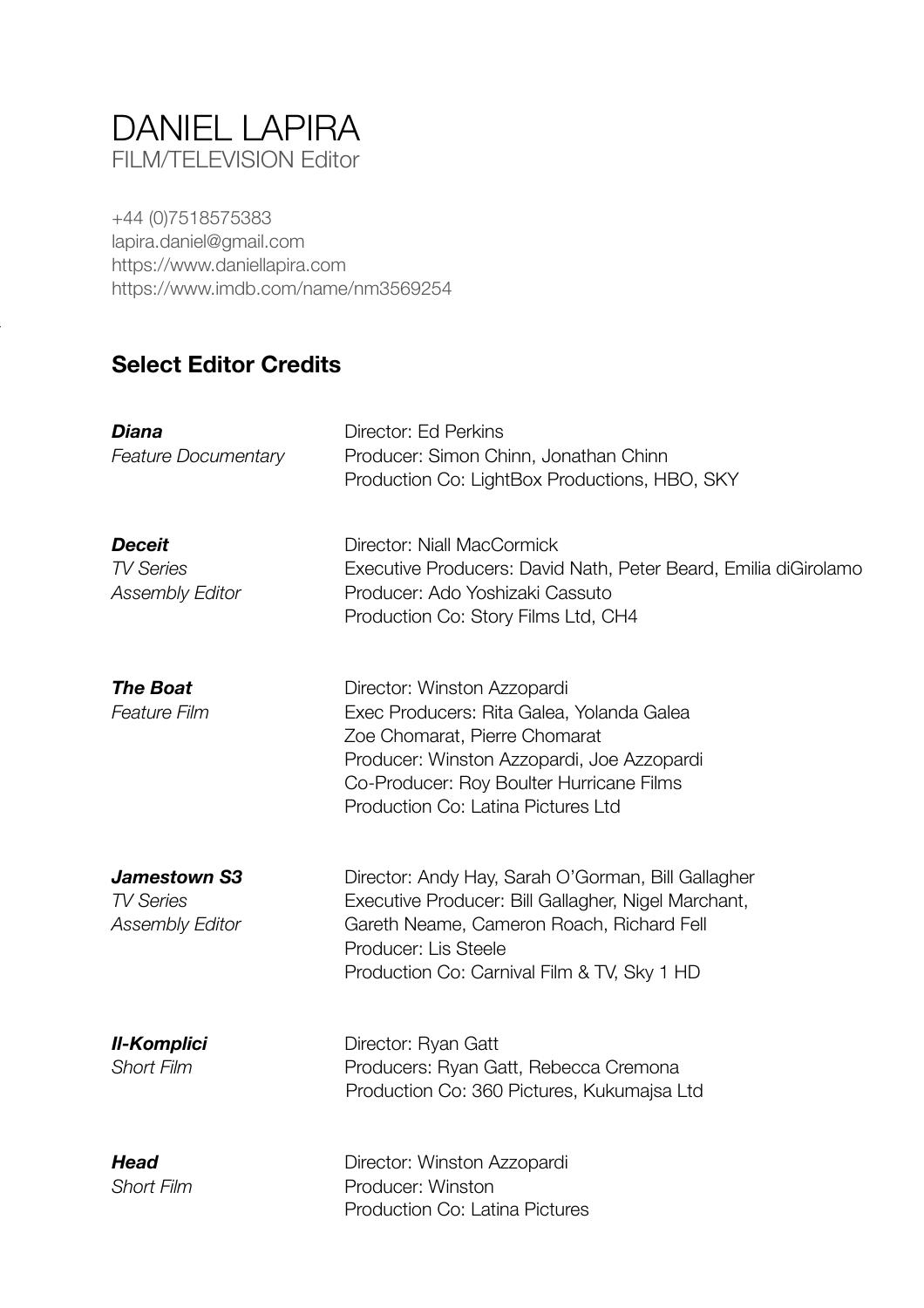# DANIEL LAPIRA

FILM/TELEVISION Editor

+44 (0)7518575383
lapira.daniel@gmail.com
https://www.daniellapira.com
https://www.imdb.com/name/nm3569254

## Select Editor Credits

***Diana***
*Feature Documentary*
Director: Ed Perkins
Producer: Simon Chinn, Jonathan Chinn
Production Co: LightBox Productions, HBO, SKY

***Deceit***
*TV Series*
*Assembly Editor*
Director: Niall MacCormick
Executive Producers: David Nath, Peter Beard, Emilia diGirolamo
Producer: Ado Yoshizaki Cassuto
Production Co: Story Films Ltd, CH4

***The Boat***
*Feature Film*
Director: Winston Azzopardi
Exec Producers: Rita Galea, Yolanda Galea
Zoe Chomarat, Pierre Chomarat
Producer: Winston Azzopardi, Joe Azzopardi
Co-Producer: Roy Boulter Hurricane Films
Production Co: Latina Pictures Ltd

***Jamestown S3***
*TV Series*
*Assembly Editor*
Director: Andy Hay, Sarah O'Gorman, Bill Gallagher
Executive Producer: Bill Gallagher, Nigel Marchant,
Gareth Neame, Cameron Roach, Richard Fell
Producer: Lis Steele
Production Co: Carnival Film & TV, Sky 1 HD

***Il-Komplici***
*Short Film*
Director: Ryan Gatt
Producers: Ryan Gatt, Rebecca Cremona
Production Co: 360 Pictures, Kukumajsa Ltd

***Head***
*Short Film*
Director: Winston Azzopardi
Producer: Winston
Production Co: Latina Pictures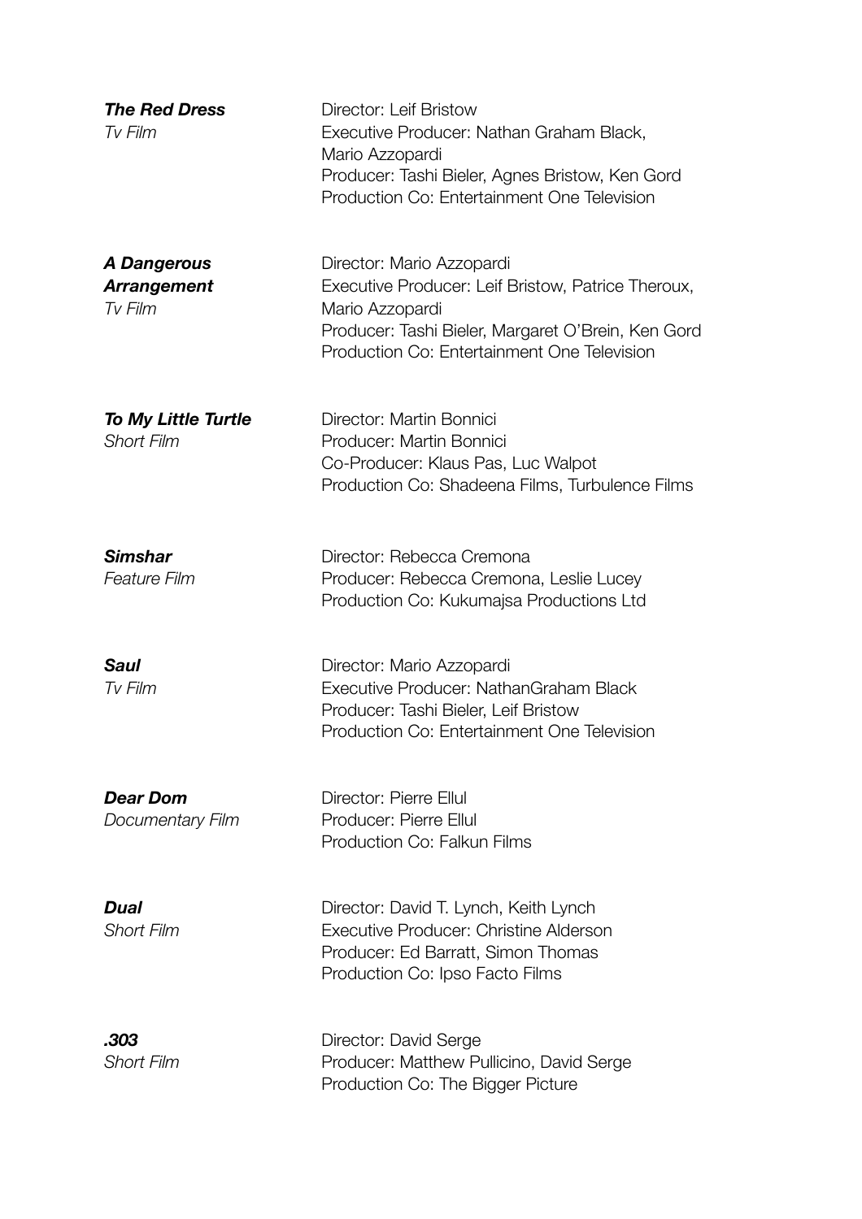***The Red Dress***
*Tv Film*

Director: Leif Bristow
Executive Producer: Nathan Graham Black, Mario Azzopardi
Producer: Tashi Bieler, Agnes Bristow, Ken Gord
Production Co: Entertainment One Television

***A Dangerous Arrangement***
*Tv Film*

Director: Mario Azzopardi
Executive Producer: Leif Bristow, Patrice Theroux, Mario Azzopardi
Producer: Tashi Bieler, Margaret O'Brein, Ken Gord
Production Co: Entertainment One Television

***To My Little Turtle***
*Short Film*

Director: Martin Bonnici
Producer: Martin Bonnici
Co-Producer: Klaus Pas, Luc Walpot
Production Co: Shadeena Films, Turbulence Films

***Simshar***
*Feature Film*

Director: Rebecca Cremona
Producer: Rebecca Cremona, Leslie Lucey
Production Co: Kukumajsa Productions Ltd

***Saul***
*Tv Film*

Director: Mario Azzopardi
Executive Producer: NathanGraham Black
Producer: Tashi Bieler, Leif Bristow
Production Co: Entertainment One Television

***Dear Dom***
*Documentary Film*

Director: Pierre Ellul
Producer: Pierre Ellul
Production Co: Falkun Films

***Dual***
*Short Film*

Director: David T. Lynch, Keith Lynch
Executive Producer: Christine Alderson
Producer: Ed Barratt, Simon Thomas
Production Co: Ipso Facto Films

***.303***
*Short Film*

Director: David Serge
Producer: Matthew Pullicino, David Serge
Production Co: The Bigger Picture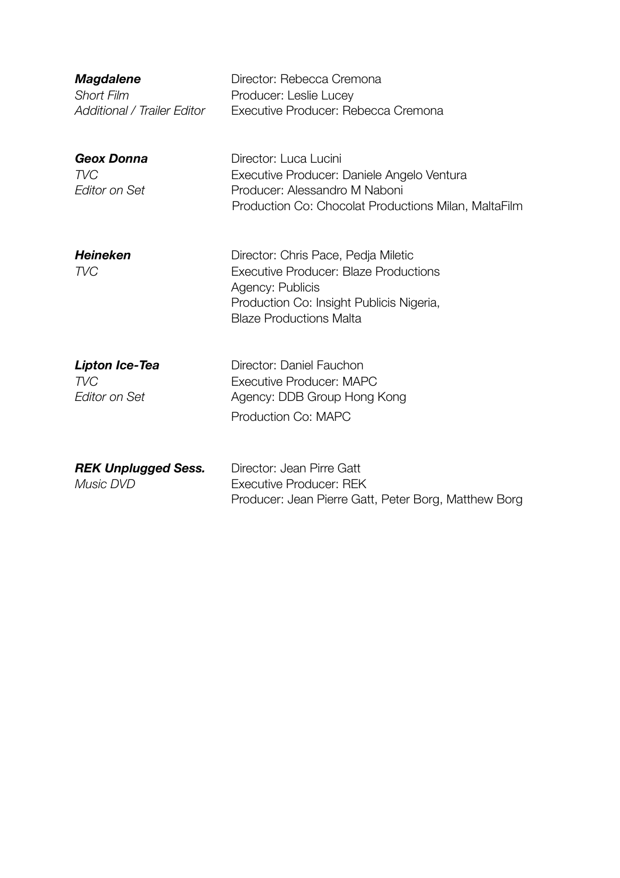***Magdalene***
*Short Film*
*Additional / Trailer Editor*

Director: Rebecca Cremona
Producer: Leslie Lucey
Executive Producer: Rebecca Cremona

***Geox Donna***
*TVC*
*Editor on Set*

Director: Luca Lucini
Executive Producer: Daniele Angelo Ventura
Producer: Alessandro M Naboni
Production Co: Chocolat Productions Milan, MaltaFilm

***Heineken***
*TVC*

Director: Chris Pace, Pedja Miletic
Executive Producer: Blaze Productions
Agency: Publicis
Production Co: Insight Publicis Nigeria, Blaze Productions Malta

***Lipton Ice-Tea***
*TVC*
*Editor on Set*

Director: Daniel Fauchon
Executive Producer: MAPC
Agency: DDB Group Hong Kong
Production Co: MAPC

***REK Unplugged Sess.***
*Music DVD*

Director: Jean Pirre Gatt
Executive Producer: REK
Producer: Jean Pierre Gatt, Peter Borg, Matthew Borg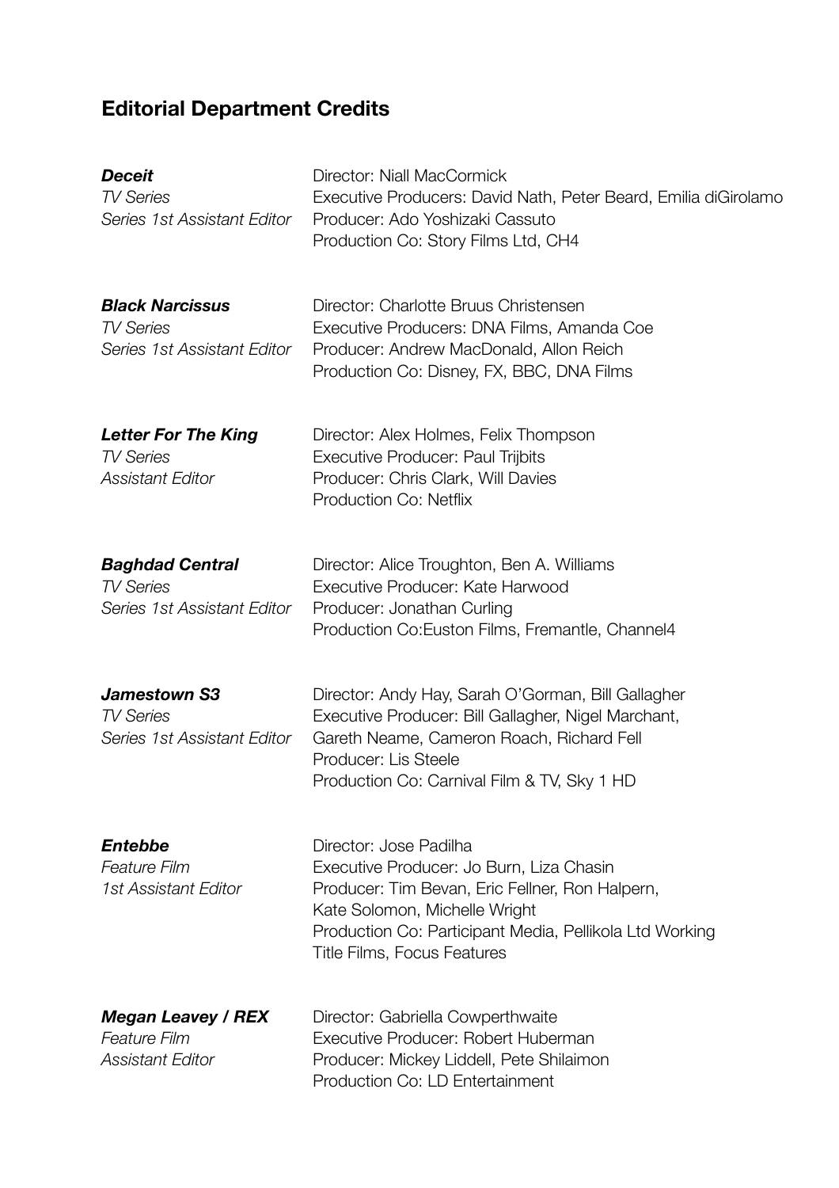## Editorial Department Credits

***Deceit***
*TV Series*
*Series 1st Assistant Editor*

Director: Niall MacCormick
Executive Producers: David Nath, Peter Beard, Emilia diGirolamo
Producer: Ado Yoshizaki Cassuto
Production Co: Story Films Ltd, CH4

***Black Narcissus***
*TV Series*
*Series 1st Assistant Editor*

Director: Charlotte Bruus Christensen
Executive Producers: DNA Films, Amanda Coe
Producer: Andrew MacDonald, Allon Reich
Production Co: Disney, FX, BBC, DNA Films

***Letter For The King***
*TV Series*
*Assistant Editor*

Director: Alex Holmes, Felix Thompson
Executive Producer: Paul Trijbits
Producer: Chris Clark, Will Davies
Production Co: Netflix

***Baghdad Central***
*TV Series*
*Series 1st Assistant Editor*

Director: Alice Troughton, Ben A. Williams
Executive Producer: Kate Harwood
Producer: Jonathan Curling
Production Co:Euston Films, Fremantle, Channel4

***Jamestown S3***
*TV Series*
*Series 1st Assistant Editor*

Director: Andy Hay, Sarah O'Gorman, Bill Gallagher
Executive Producer: Bill Gallagher, Nigel Marchant, Gareth Neame, Cameron Roach, Richard Fell
Producer: Lis Steele
Production Co: Carnival Film & TV, Sky 1 HD

***Entebbe***
*Feature Film*
*1st Assistant Editor*

Director: Jose Padilha
Executive Producer: Jo Burn, Liza Chasin
Producer: Tim Bevan, Eric Fellner, Ron Halpern, Kate Solomon, Michelle Wright
Production Co: Participant Media, Pellikola Ltd Working Title Films, Focus Features

***Megan Leavey / REX***
*Feature Film*
*Assistant Editor*

Director: Gabriella Cowperthwaite
Executive Producer: Robert Huberman
Producer: Mickey Liddell, Pete Shilaimon
Production Co: LD Entertainment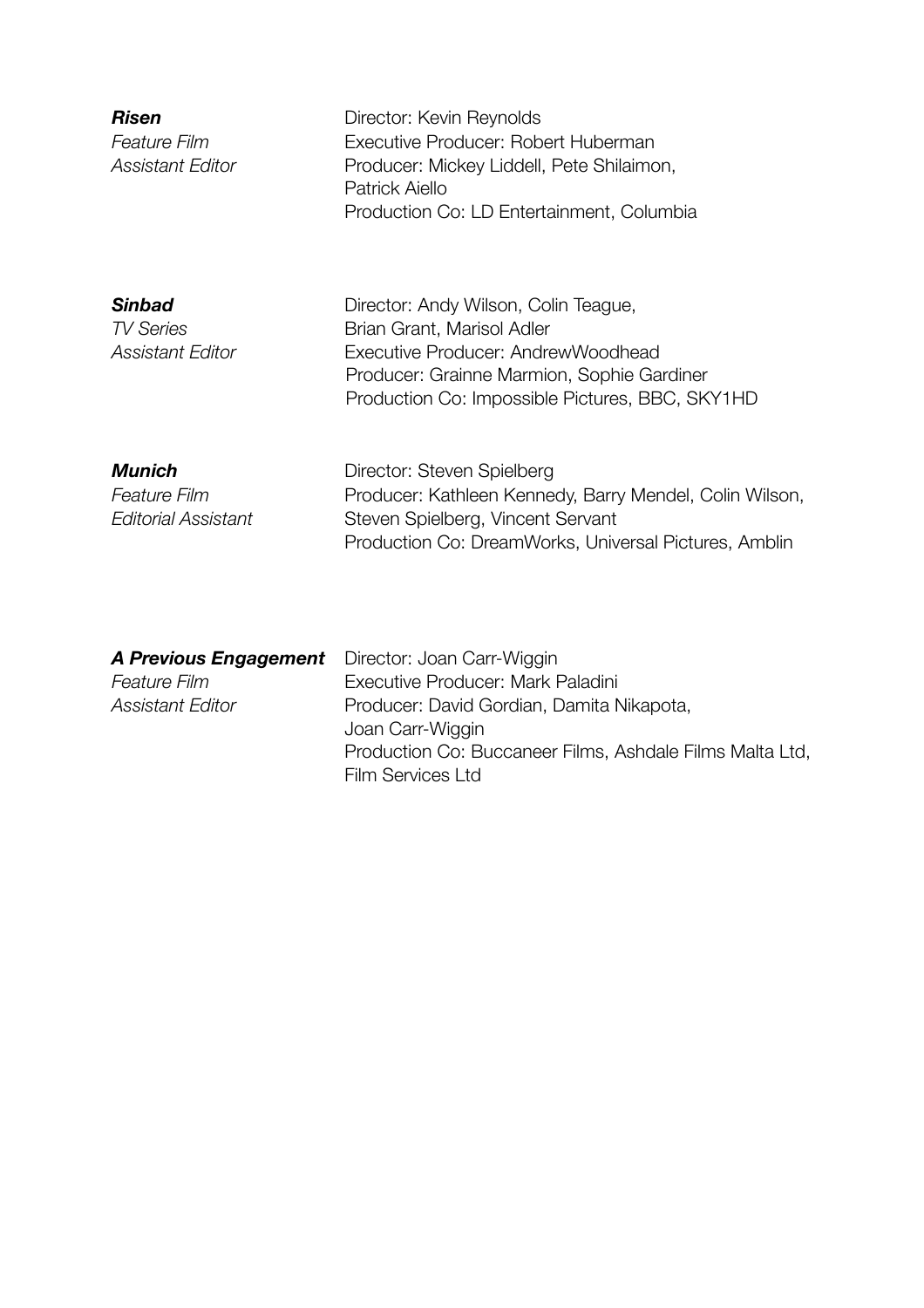***Risen***
*Feature Film*
*Assistant Editor*

Director: Kevin Reynolds
Executive Producer: Robert Huberman
Producer: Mickey Liddell, Pete Shilaimon, Patrick Aiello
Production Co: LD Entertainment, Columbia

***Sinbad***
*TV Series*
*Assistant Editor*

Director: Andy Wilson, Colin Teague, Brian Grant, Marisol Adler
Executive Producer: AndrewWoodhead
Producer: Grainne Marmion, Sophie Gardiner
Production Co: Impossible Pictures, BBC, SKY1HD

***Munich***
*Feature Film*
*Editorial Assistant*

Director: Steven Spielberg
Producer: Kathleen Kennedy, Barry Mendel, Colin Wilson, Steven Spielberg, Vincent Servant
Production Co: DreamWorks, Universal Pictures, Amblin

***A Previous Engagement***
*Feature Film*
*Assistant Editor*

Director: Joan Carr-Wiggin
Executive Producer: Mark Paladini
Producer: David Gordian, Damita Nikapota, Joan Carr-Wiggin
Production Co: Buccaneer Films, Ashdale Films Malta Ltd, Film Services Ltd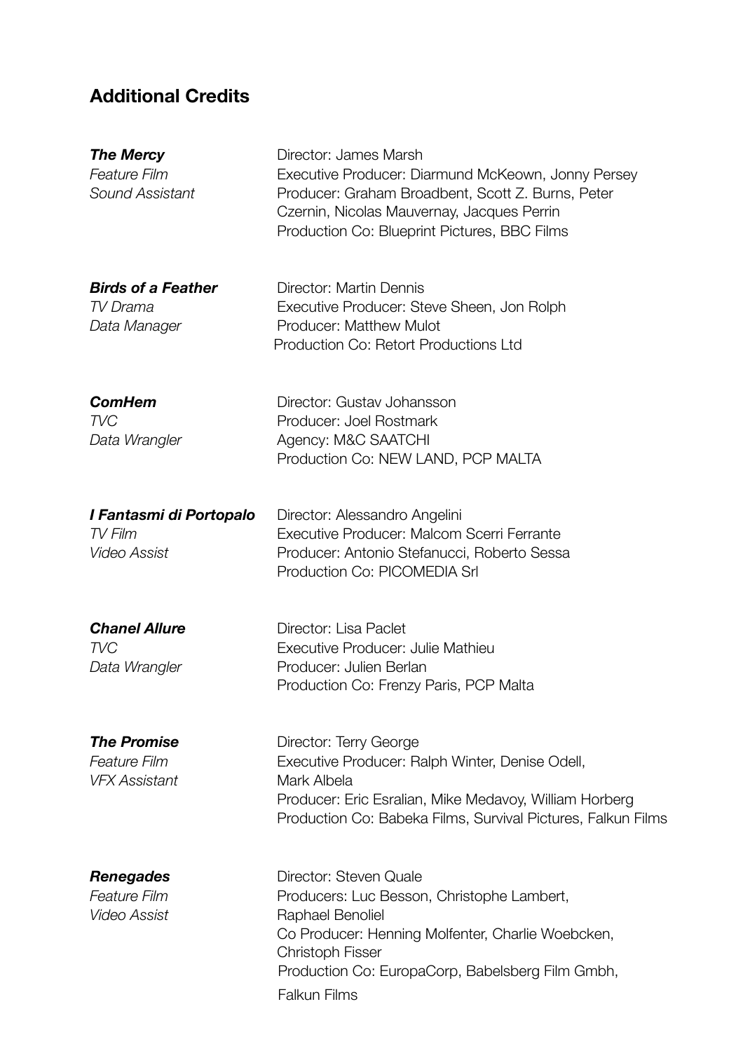## Additional Credits

***The Mercy***
*Feature Film*
*Sound Assistant*

Director: James Marsh
Executive Producer: Diarmund McKeown, Jonny Persey
Producer: Graham Broadbent, Scott Z. Burns, Peter Czernin, Nicolas Mauvernay, Jacques Perrin
Production Co: Blueprint Pictures, BBC Films

***Birds of a Feather***
*TV Drama*
*Data Manager*

Director: Martin Dennis
Executive Producer: Steve Sheen, Jon Rolph
Producer: Matthew Mulot
Production Co: Retort Productions Ltd

***ComHem***
*TVC*
*Data Wrangler*

Director: Gustav Johansson
Producer: Joel Rostmark
Agency: M&C SAATCHI
Production Co: NEW LAND, PCP MALTA

***I Fantasmi di Portopalo***
*TV Film*
*Video Assist*

Director: Alessandro Angelini
Executive Producer: Malcom Scerri Ferrante
Producer: Antonio Stefanucci, Roberto Sessa
Production Co: PICOMEDIA Srl

***Chanel Allure***
*TVC*
*Data Wrangler*

Director: Lisa Paclet
Executive Producer: Julie Mathieu
Producer: Julien Berlan
Production Co: Frenzy Paris, PCP Malta

***The Promise***
*Feature Film*
*VFX Assistant*

Director: Terry George
Executive Producer: Ralph Winter, Denise Odell, Mark Albela
Producer: Eric Esralian, Mike Medavoy, William Horberg
Production Co: Babeka Films, Survival Pictures, Falkun Films

***Renegades***
*Feature Film*
*Video Assist*

Director: Steven Quale
Producers: Luc Besson, Christophe Lambert, Raphael Benoliel
Co Producer: Henning Molfenter, Charlie Woebcken, Christoph Fisser
Production Co: EuropaCorp, Babelsberg Film Gmbh, Falkun Films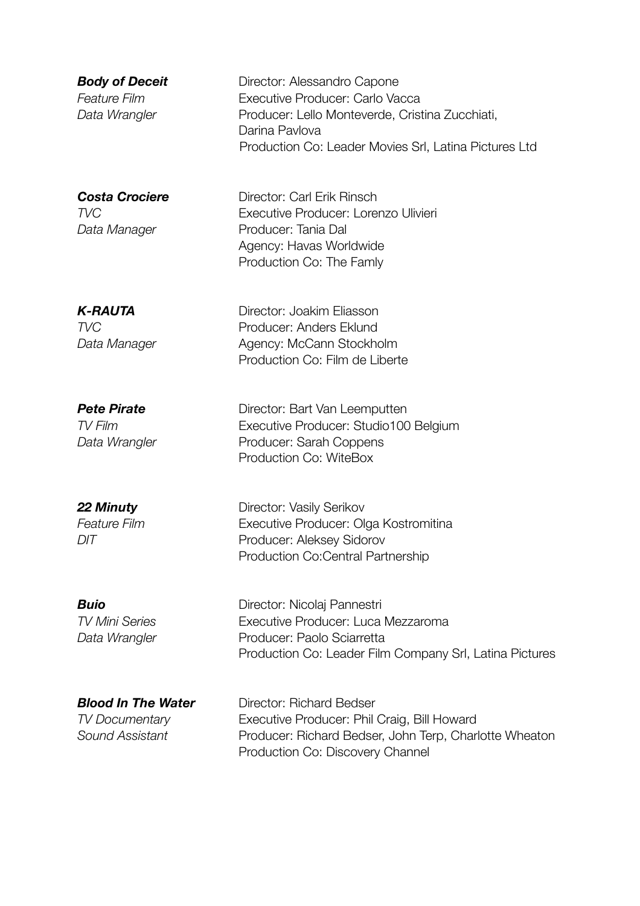***Body of Deceit***
*Feature Film*
*Data Wrangler*

Director: Alessandro Capone
Executive Producer: Carlo Vacca
Producer: Lello Monteverde, Cristina Zucchiati, Darina Pavlova
Production Co: Leader Movies Srl, Latina Pictures Ltd

***Costa Crociere***
*TVC*
*Data Manager*

Director: Carl Erik Rinsch
Executive Producer: Lorenzo Ulivieri
Producer: Tania Dal
Agency: Havas Worldwide
Production Co: The Famly

***K-RAUTA***
*TVC*
*Data Manager*

Director: Joakim Eliasson
Producer: Anders Eklund
Agency: McCann Stockholm
Production Co: Film de Liberte

***Pete Pirate***
*TV Film*
*Data Wrangler*

Director: Bart Van Leemputten
Executive Producer: Studio100 Belgium
Producer: Sarah Coppens
Production Co: WiteBox

***22 Minuty***
*Feature Film*
*DIT*

Director: Vasily Serikov
Executive Producer: Olga Kostromitina
Producer: Aleksey Sidorov
Production Co:Central Partnership

***Buio***
*TV Mini Series*
*Data Wrangler*

Director: Nicolaj Pannestri
Executive Producer: Luca Mezzaroma
Producer: Paolo Sciarretta
Production Co: Leader Film Company Srl, Latina Pictures

***Blood In The Water***
*TV Documentary*
*Sound Assistant*

Director: Richard Bedser
Executive Producer: Phil Craig, Bill Howard
Producer: Richard Bedser, John Terp, Charlotte Wheaton
Production Co: Discovery Channel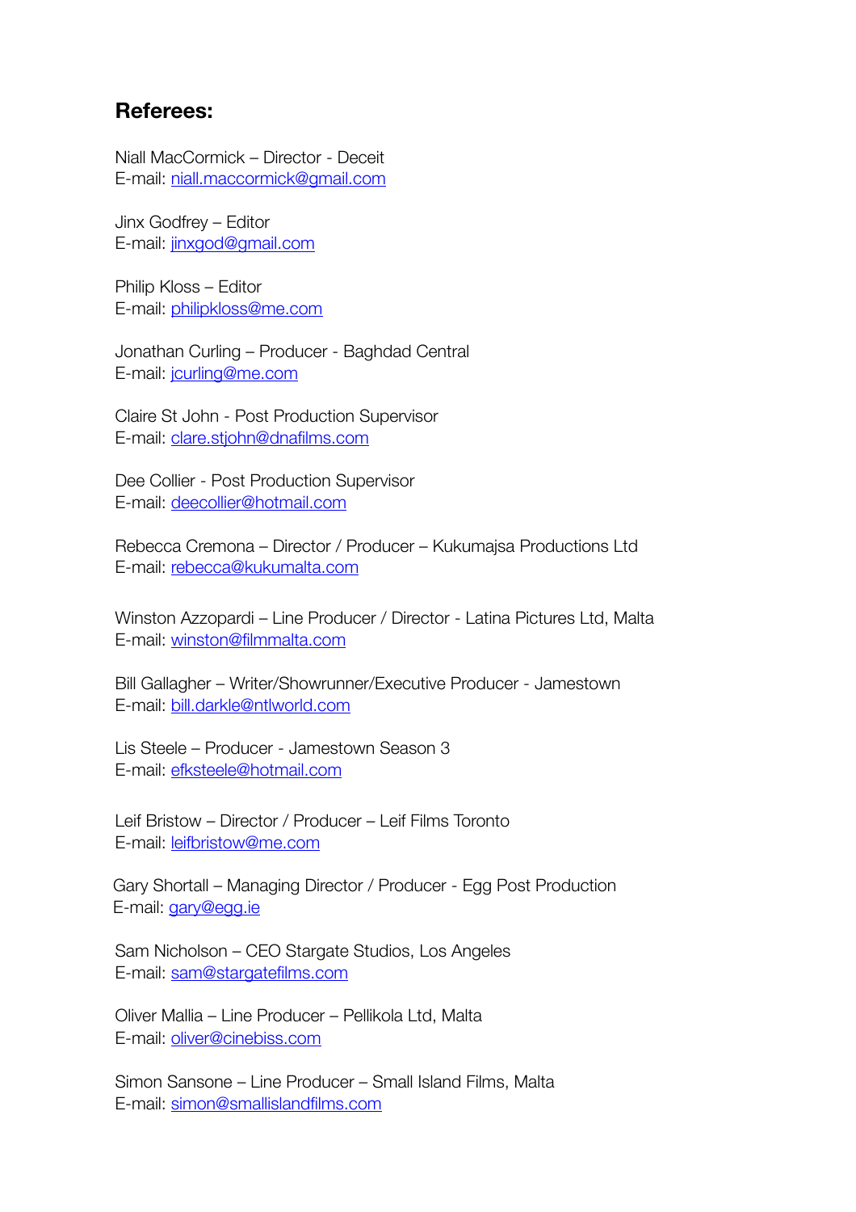## Referees:

Niall MacCormick – Director - Deceit
E-mail: niall.maccormick@gmail.com

Jinx Godfrey – Editor
E-mail: jinxgod@gmail.com

Philip Kloss – Editor
E-mail: philipkloss@me.com

Jonathan Curling – Producer - Baghdad Central
E-mail: jcurling@me.com

Claire St John - Post Production Supervisor
E-mail: clare.stjohn@dnafilms.com

Dee Collier - Post Production Supervisor
E-mail: deecollier@hotmail.com

Rebecca Cremona – Director / Producer – Kukumajsa Productions Ltd
E-mail: rebecca@kukumalta.com

Winston Azzopardi – Line Producer / Director - Latina Pictures Ltd, Malta
E-mail: winston@filmmalta.com

Bill Gallagher – Writer/Showrunner/Executive Producer - Jamestown
E-mail: bill.darkle@ntlworld.com

Lis Steele – Producer - Jamestown Season 3
E-mail: efksteele@hotmail.com

Leif Bristow – Director / Producer – Leif Films Toronto
E-mail: leifbristow@me.com

Gary Shortall – Managing Director / Producer - Egg Post Production
E-mail: gary@egg.ie

Sam Nicholson – CEO Stargate Studios, Los Angeles
E-mail: sam@stargatefilms.com

Oliver Mallia – Line Producer – Pellikola Ltd, Malta
E-mail: oliver@cinebiss.com

Simon Sansone – Line Producer – Small Island Films, Malta
E-mail: simon@smallislandfilms.com